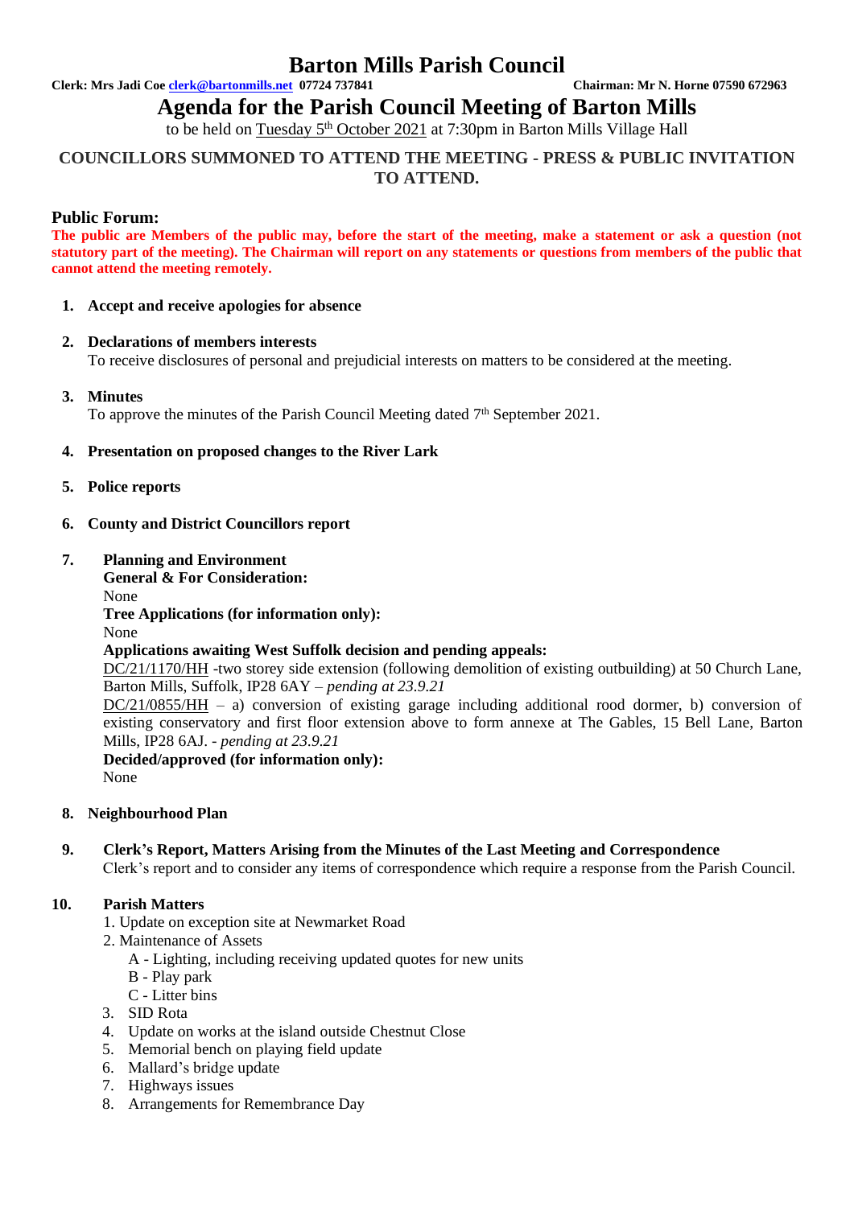# Barton Mills Parish Council

**Clerk: Mrs Jadi Coe clerk@bartonmills.net 07724 737841** **Chairman: Mr N. Horne 07590 672963**

## Agenda for the Parish Council Meeting of Barton Mills

to be held on Tuesday 5th October 2021 at 7:30pm in Barton Mills Village Hall

**COUNCILLORS SUMMONED TO ATTEND THE MEETING - PRESS & PUBLIC INVITATION TO ATTEND.**

### Public Forum:

**The public are Members of the public may, before the start of the meeting, make a statement or ask a question (not statutory part of the meeting). The Chairman will report on any statements or questions from members of the public that cannot attend the meeting remotely.**

1. **Accept and receive apologies for absence**

2. **Declarations of members interests**
   To receive disclosures of personal and prejudicial interests on matters to be considered at the meeting.

3. **Minutes**
   To approve the minutes of the Parish Council Meeting dated 7th September 2021.

4. **Presentation on proposed changes to the River Lark**

5. **Police reports**

6. **County and District Councillors report**

7. **Planning and Environment**
   **General & For Consideration:**
   None
   **Tree Applications (for information only):**
   None
   **Applications awaiting West Suffolk decision and pending appeals:**
   DC/21/1170/HH -two storey side extension (following demolition of existing outbuilding) at 50 Church Lane, Barton Mills, Suffolk, IP28 6AY – *pending at 23.9.21*
   DC/21/0855/HH – a) conversion of existing garage including additional rood dormer, b) conversion of existing conservatory and first floor extension above to form annexe at The Gables, 15 Bell Lane, Barton Mills, IP28 6AJ. - *pending at 23.9.21*
   **Decided/approved (for information only):**
   None

8. **Neighbourhood Plan**

9. **Clerk's Report, Matters Arising from the Minutes of the Last Meeting and Correspondence**
   Clerk's report and to consider any items of correspondence which require a response from the Parish Council.

10. **Parish Matters**
    1. Update on exception site at Newmarket Road
    2. Maintenance of Assets
       A - Lighting, including receiving updated quotes for new units
       B - Play park
       C - Litter bins
    3. SID Rota
    4. Update on works at the island outside Chestnut Close
    5. Memorial bench on playing field update
    6. Mallard's bridge update
    7. Highways issues
    8. Arrangements for Remembrance Day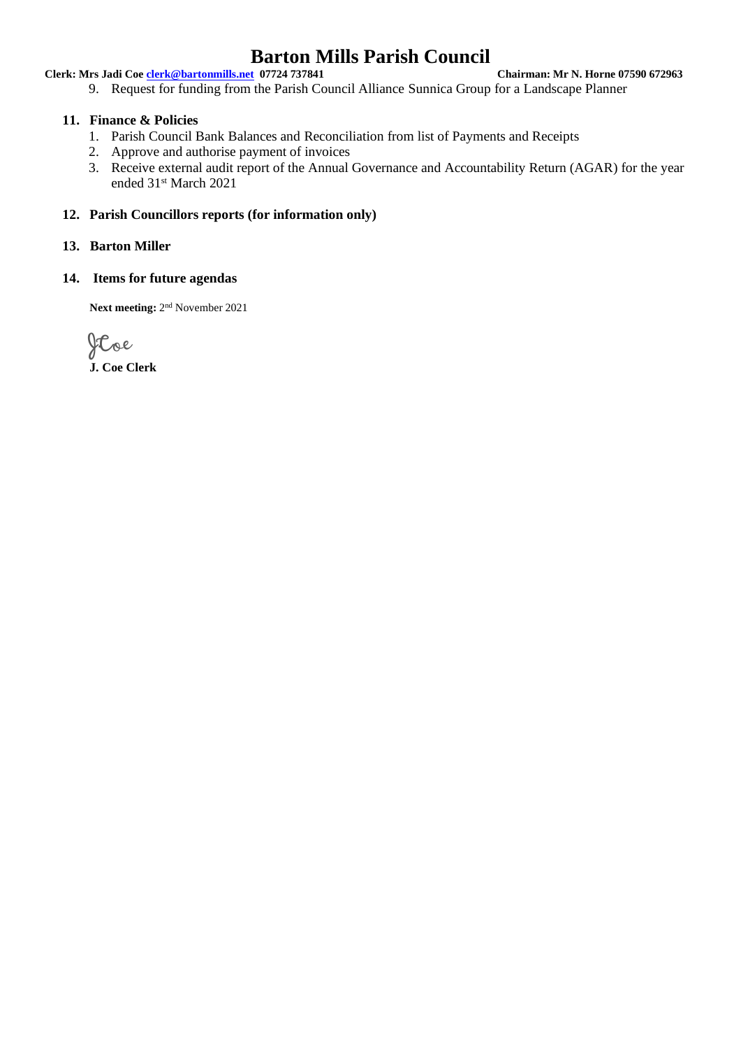9. Request for funding from the Parish Council Alliance Sunnica Group for a Landscape Planner

## 11. Finance & Policies

1. Parish Council Bank Balances and Reconciliation from list of Payments and Receipts
2. Approve and authorise payment of invoices
3. Receive external audit report of the Annual Governance and Accountability Return (AGAR) for the year ended 31st March 2021

## 12. Parish Councillors reports (for information only)

## 13. Barton Miller

## 14. Items for future agendas

**Next meeting:** 2nd November 2021

JCoe

**J. Coe Clerk**